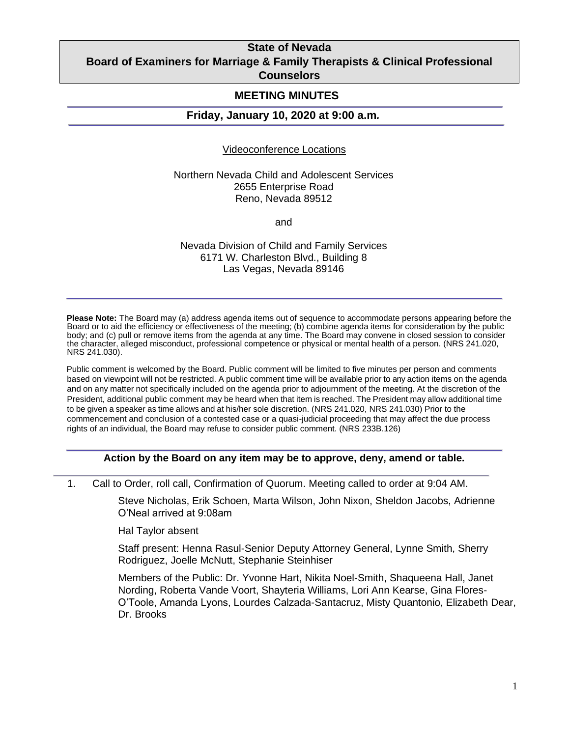# State of Nevada
# Board of Examiners for Marriage & Family Therapists & Clinical Professional Counselors

## MEETING MINUTES

### Friday, January 10, 2020 at 9:00 a.m.

Videoconference Locations

Northern Nevada Child and Adolescent Services
2655 Enterprise Road
Reno, Nevada 89512

and

Nevada Division of Child and Family Services
6171 W. Charleston Blvd., Building 8
Las Vegas, Nevada 89146

---

**Please Note:** The Board may (a) address agenda items out of sequence to accommodate persons appearing before the Board or to aid the efficiency or effectiveness of the meeting; (b) combine agenda items for consideration by the public body; and (c) pull or remove items from the agenda at any time. The Board may convene in closed session to consider the character, alleged misconduct, professional competence or physical or mental health of a person. (NRS 241.020, NRS 241.030).

Public comment is welcomed by the Board. Public comment will be limited to five minutes per person and comments based on viewpoint will not be restricted. A public comment time will be available prior to any action items on the agenda and on any matter not specifically included on the agenda prior to adjournment of the meeting. At the discretion of the President, additional public comment may be heard when that item is reached. The President may allow additional time to be given a speaker as time allows and at his/her sole discretion. (NRS 241.020, NRS 241.030) Prior to the commencement and conclusion of a contested case or a quasi-judicial proceeding that may affect the due process rights of an individual, the Board may refuse to consider public comment. (NRS 233B.126)

---

**Action by the Board on any item may be to approve, deny, amend or table.**

---

1. Call to Order, roll call, Confirmation of Quorum. Meeting called to order at 9:04 AM.

   Steve Nicholas, Erik Schoen, Marta Wilson, John Nixon, Sheldon Jacobs, Adrienne O'Neal arrived at 9:08am

   Hal Taylor absent

   Staff present: Henna Rasul-Senior Deputy Attorney General, Lynne Smith, Sherry Rodriguez, Joelle McNutt, Stephanie Steinhiser

   Members of the Public: Dr. Yvonne Hart, Nikita Noel-Smith, Shaqueena Hall, Janet Nording, Roberta Vande Voort, Shayteria Williams, Lori Ann Kearse, Gina Flores-O'Toole, Amanda Lyons, Lourdes Calzada-Santacruz, Misty Quantonio, Elizabeth Dear, Dr. Brooks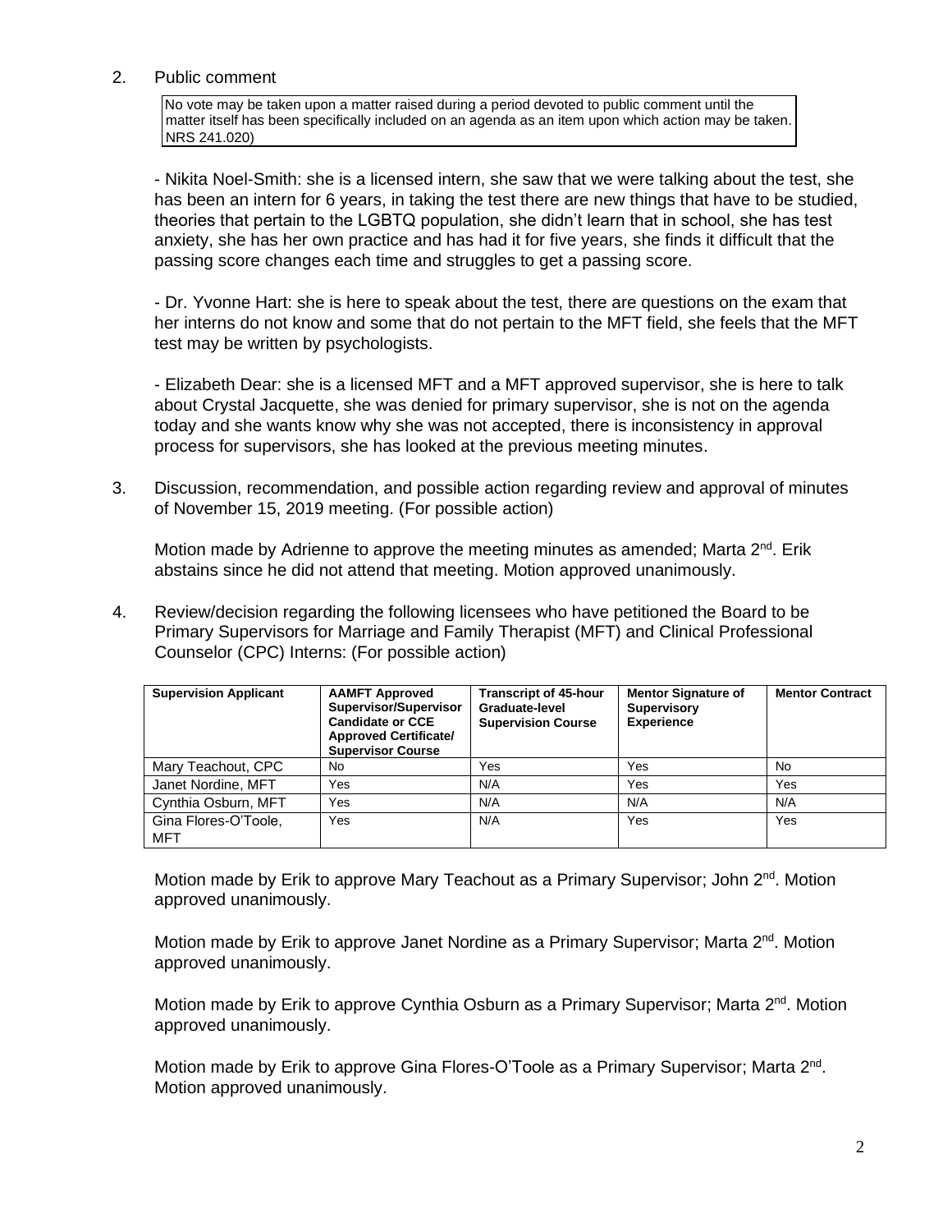2. Public comment

> No vote may be taken upon a matter raised during a period devoted to public comment until the matter itself has been specifically included on an agenda as an item upon which action may be taken. NRS 241.020)

- Nikita Noel-Smith: she is a licensed intern, she saw that we were talking about the test, she has been an intern for 6 years, in taking the test there are new things that have to be studied, theories that pertain to the LGBTQ population, she didn't learn that in school, she has test anxiety, she has her own practice and has had it for five years, she finds it difficult that the passing score changes each time and struggles to get a passing score.

- Dr. Yvonne Hart: she is here to speak about the test, there are questions on the exam that her interns do not know and some that do not pertain to the MFT field, she feels that the MFT test may be written by psychologists.

- Elizabeth Dear: she is a licensed MFT and a MFT approved supervisor, she is here to talk about Crystal Jacquette, she was denied for primary supervisor, she is not on the agenda today and she wants know why she was not accepted, there is inconsistency in approval process for supervisors, she has looked at the previous meeting minutes.

3. Discussion, recommendation, and possible action regarding review and approval of minutes of November 15, 2019 meeting. (For possible action)

   Motion made by Adrienne to approve the meeting minutes as amended; Marta 2nd. Erik abstains since he did not attend that meeting. Motion approved unanimously.

4. Review/decision regarding the following licensees who have petitioned the Board to be Primary Supervisors for Marriage and Family Therapist (MFT) and Clinical Professional Counselor (CPC) Interns: (For possible action)

| Supervision Applicant | AAMFT Approved Supervisor/Supervisor Candidate or CCE Approved Certificate/ Supervisor Course | Transcript of 45-hour Graduate-level Supervision Course | Mentor Signature of Supervisory Experience | Mentor Contract |
|---|---|---|---|---|
| Mary Teachout, CPC | No | Yes | Yes | No |
| Janet Nordine, MFT | Yes | N/A | Yes | Yes |
| Cynthia Osburn, MFT | Yes | N/A | N/A | N/A |
| Gina Flores-O'Toole, MFT | Yes | N/A | Yes | Yes |

   Motion made by Erik to approve Mary Teachout as a Primary Supervisor; John 2nd. Motion approved unanimously.

   Motion made by Erik to approve Janet Nordine as a Primary Supervisor; Marta 2nd. Motion approved unanimously.

   Motion made by Erik to approve Cynthia Osburn as a Primary Supervisor; Marta 2nd. Motion approved unanimously.

   Motion made by Erik to approve Gina Flores-O'Toole as a Primary Supervisor; Marta 2nd. Motion approved unanimously.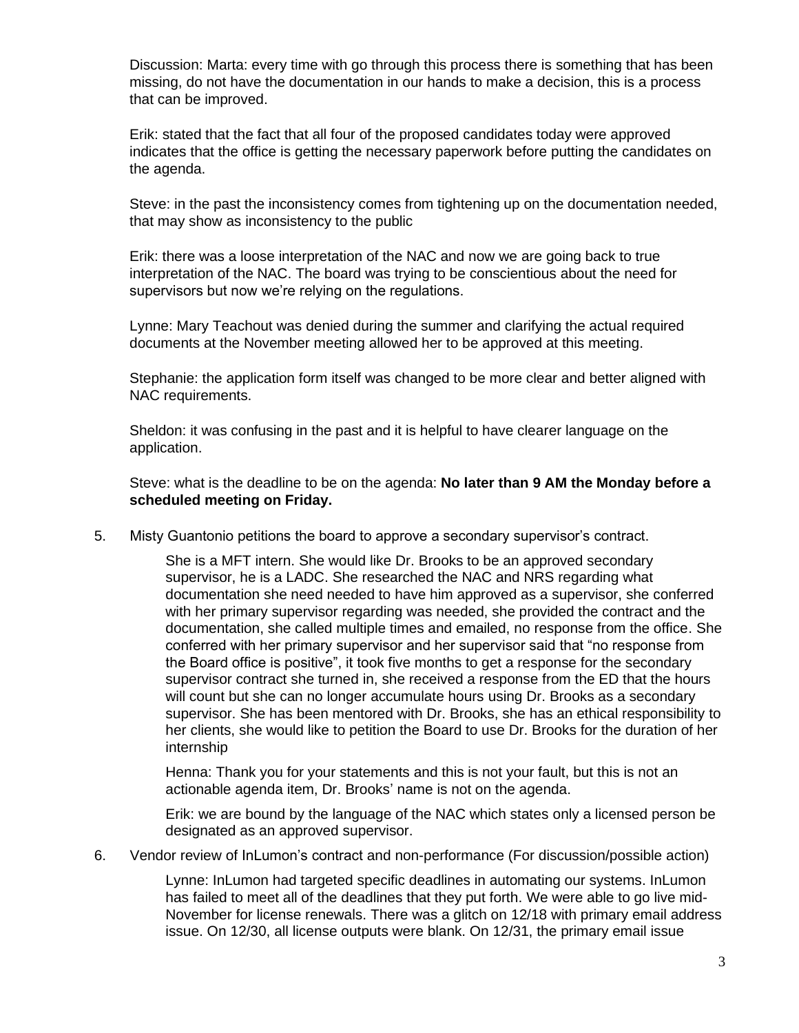Discussion: Marta: every time with go through this process there is something that has been missing, do not have the documentation in our hands to make a decision, this is a process that can be improved.

Erik: stated that the fact that all four of the proposed candidates today were approved indicates that the office is getting the necessary paperwork before putting the candidates on the agenda.

Steve: in the past the inconsistency comes from tightening up on the documentation needed, that may show as inconsistency to the public

Erik: there was a loose interpretation of the NAC and now we are going back to true interpretation of the NAC. The board was trying to be conscientious about the need for supervisors but now we're relying on the regulations.

Lynne: Mary Teachout was denied during the summer and clarifying the actual required documents at the November meeting allowed her to be approved at this meeting.

Stephanie: the application form itself was changed to be more clear and better aligned with NAC requirements.

Sheldon: it was confusing in the past and it is helpful to have clearer language on the application.

Steve: what is the deadline to be on the agenda: **No later than 9 AM the Monday before a scheduled meeting on Friday.**

5. Misty Guantonio petitions the board to approve a secondary supervisor's contract.

   She is a MFT intern. She would like Dr. Brooks to be an approved secondary supervisor, he is a LADC. She researched the NAC and NRS regarding what documentation she need needed to have him approved as a supervisor, she conferred with her primary supervisor regarding was needed, she provided the contract and the documentation, she called multiple times and emailed, no response from the office. She conferred with her primary supervisor and her supervisor said that "no response from the Board office is positive", it took five months to get a response for the secondary supervisor contract she turned in, she received a response from the ED that the hours will count but she can no longer accumulate hours using Dr. Brooks as a secondary supervisor. She has been mentored with Dr. Brooks, she has an ethical responsibility to her clients, she would like to petition the Board to use Dr. Brooks for the duration of her internship

   Henna: Thank you for your statements and this is not your fault, but this is not an actionable agenda item, Dr. Brooks' name is not on the agenda.

   Erik: we are bound by the language of the NAC which states only a licensed person be designated as an approved supervisor.

6. Vendor review of InLumon's contract and non-performance (For discussion/possible action)

   Lynne: InLumon had targeted specific deadlines in automating our systems. InLumon has failed to meet all of the deadlines that they put forth. We were able to go live mid-November for license renewals. There was a glitch on 12/18 with primary email address issue. On 12/30, all license outputs were blank. On 12/31, the primary email issue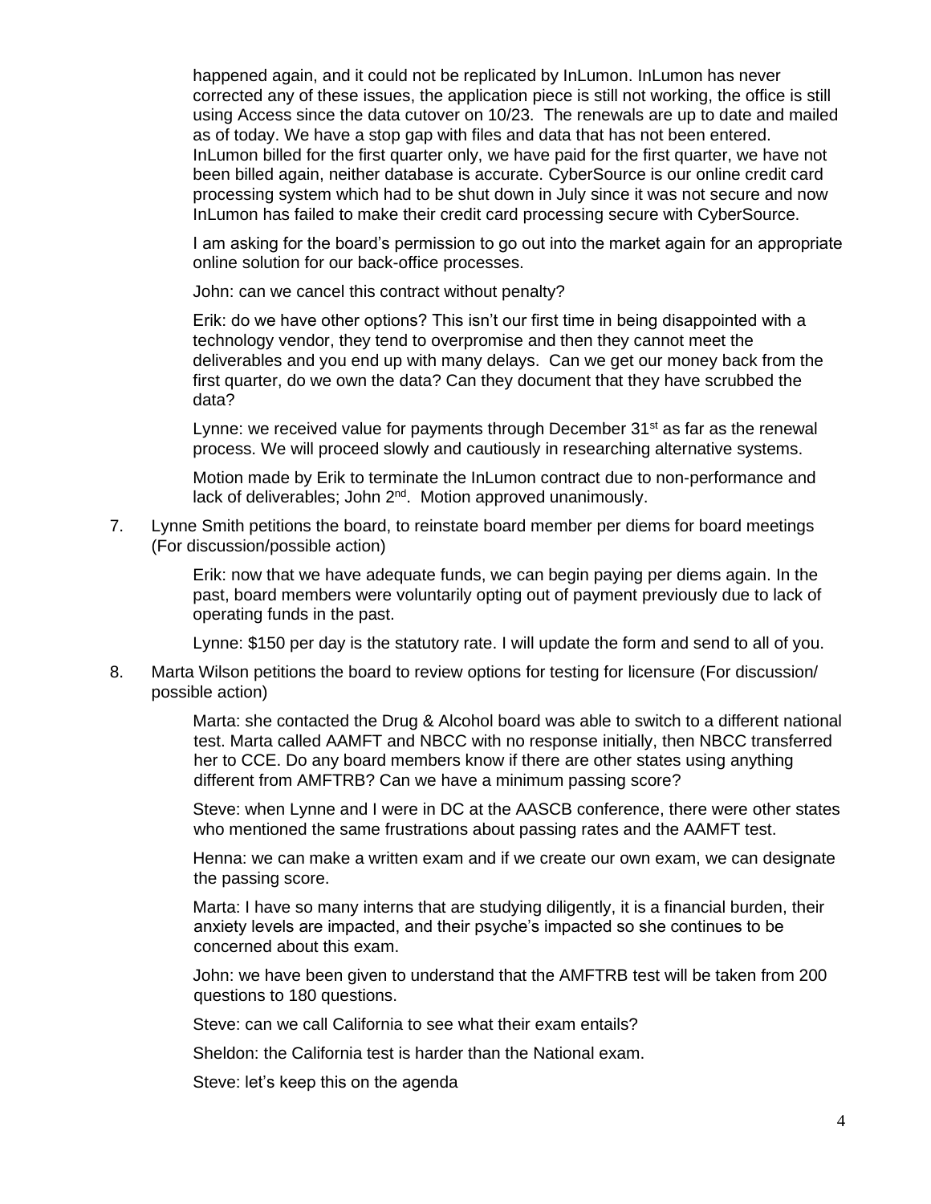happened again, and it could not be replicated by InLumon. InLumon has never corrected any of these issues, the application piece is still not working, the office is still using Access since the data cutover on 10/23. The renewals are up to date and mailed as of today. We have a stop gap with files and data that has not been entered. InLumon billed for the first quarter only, we have paid for the first quarter, we have not been billed again, neither database is accurate. CyberSource is our online credit card processing system which had to be shut down in July since it was not secure and now InLumon has failed to make their credit card processing secure with CyberSource.

I am asking for the board's permission to go out into the market again for an appropriate online solution for our back-office processes.

John: can we cancel this contract without penalty?

Erik: do we have other options? This isn't our first time in being disappointed with a technology vendor, they tend to overpromise and then they cannot meet the deliverables and you end up with many delays. Can we get our money back from the first quarter, do we own the data? Can they document that they have scrubbed the data?

Lynne: we received value for payments through December 31st as far as the renewal process. We will proceed slowly and cautiously in researching alternative systems.

Motion made by Erik to terminate the InLumon contract due to non-performance and lack of deliverables; John 2nd. Motion approved unanimously.

7. Lynne Smith petitions the board, to reinstate board member per diems for board meetings (For discussion/possible action)

   Erik: now that we have adequate funds, we can begin paying per diems again. In the past, board members were voluntarily opting out of payment previously due to lack of operating funds in the past.

   Lynne: $150 per day is the statutory rate. I will update the form and send to all of you.

8. Marta Wilson petitions the board to review options for testing for licensure (For discussion/ possible action)

   Marta: she contacted the Drug & Alcohol board was able to switch to a different national test. Marta called AAMFT and NBCC with no response initially, then NBCC transferred her to CCE. Do any board members know if there are other states using anything different from AMFTRB? Can we have a minimum passing score?

   Steve: when Lynne and I were in DC at the AASCB conference, there were other states who mentioned the same frustrations about passing rates and the AAMFT test.

   Henna: we can make a written exam and if we create our own exam, we can designate the passing score.

   Marta: I have so many interns that are studying diligently, it is a financial burden, their anxiety levels are impacted, and their psyche's impacted so she continues to be concerned about this exam.

   John: we have been given to understand that the AMFTRB test will be taken from 200 questions to 180 questions.

   Steve: can we call California to see what their exam entails?

   Sheldon: the California test is harder than the National exam.

   Steve: let's keep this on the agenda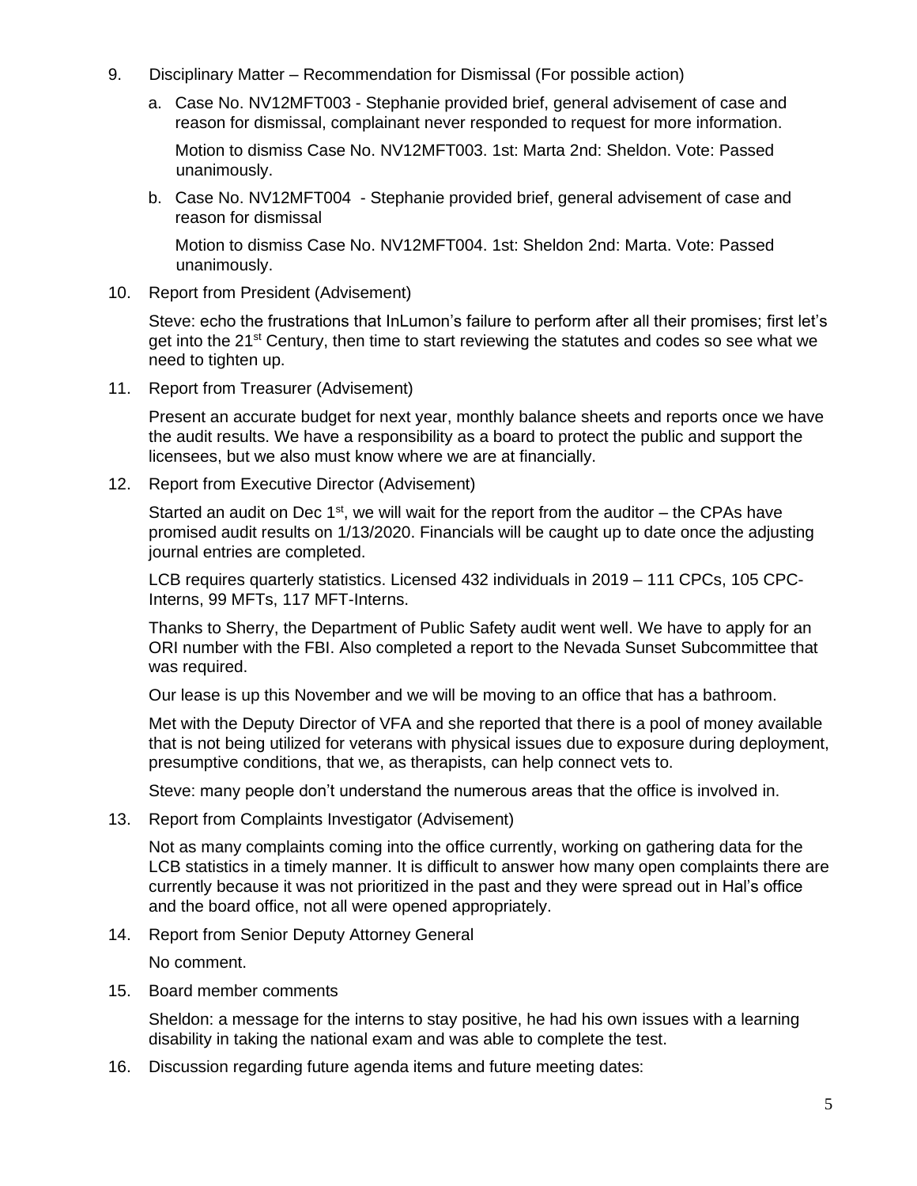9. Disciplinary Matter – Recommendation for Dismissal (For possible action)

   a. Case No. NV12MFT003 - Stephanie provided brief, general advisement of case and reason for dismissal, complainant never responded to request for more information.

      Motion to dismiss Case No. NV12MFT003. 1st: Marta 2nd: Sheldon. Vote: Passed unanimously.

   b. Case No. NV12MFT004 - Stephanie provided brief, general advisement of case and reason for dismissal

      Motion to dismiss Case No. NV12MFT004. 1st: Sheldon 2nd: Marta. Vote: Passed unanimously.

10. Report from President (Advisement)

    Steve: echo the frustrations that InLumon's failure to perform after all their promises; first let's get into the 21st Century, then time to start reviewing the statutes and codes so see what we need to tighten up.

11. Report from Treasurer (Advisement)

    Present an accurate budget for next year, monthly balance sheets and reports once we have the audit results. We have a responsibility as a board to protect the public and support the licensees, but we also must know where we are at financially.

12. Report from Executive Director (Advisement)

    Started an audit on Dec 1st, we will wait for the report from the auditor – the CPAs have promised audit results on 1/13/2020. Financials will be caught up to date once the adjusting journal entries are completed.

    LCB requires quarterly statistics. Licensed 432 individuals in 2019 – 111 CPCs, 105 CPC-Interns, 99 MFTs, 117 MFT-Interns.

    Thanks to Sherry, the Department of Public Safety audit went well. We have to apply for an ORI number with the FBI. Also completed a report to the Nevada Sunset Subcommittee that was required.

    Our lease is up this November and we will be moving to an office that has a bathroom.

    Met with the Deputy Director of VFA and she reported that there is a pool of money available that is not being utilized for veterans with physical issues due to exposure during deployment, presumptive conditions, that we, as therapists, can help connect vets to.

    Steve: many people don't understand the numerous areas that the office is involved in.

13. Report from Complaints Investigator (Advisement)

    Not as many complaints coming into the office currently, working on gathering data for the LCB statistics in a timely manner. It is difficult to answer how many open complaints there are currently because it was not prioritized in the past and they were spread out in Hal's office and the board office, not all were opened appropriately.

14. Report from Senior Deputy Attorney General

    No comment.

15. Board member comments

    Sheldon: a message for the interns to stay positive, he had his own issues with a learning disability in taking the national exam and was able to complete the test.

16. Discussion regarding future agenda items and future meeting dates: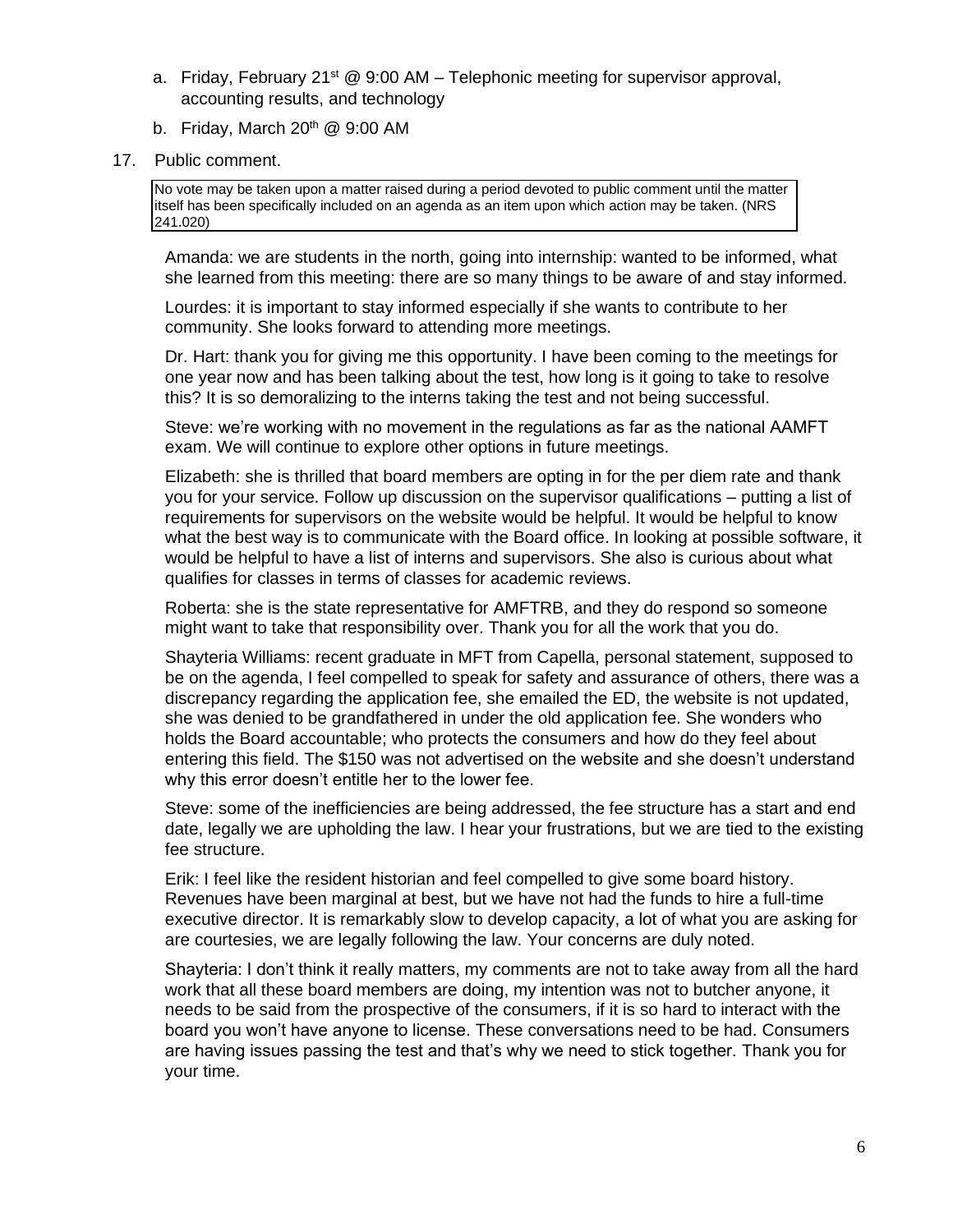a. Friday, February 21st @ 9:00 AM – Telephonic meeting for supervisor approval, accounting results, and technology

b. Friday, March 20th @ 9:00 AM

17. Public comment.

> No vote may be taken upon a matter raised during a period devoted to public comment until the matter itself has been specifically included on an agenda as an item upon which action may be taken. (NRS 241.020)

Amanda: we are students in the north, going into internship: wanted to be informed, what she learned from this meeting: there are so many things to be aware of and stay informed.

Lourdes: it is important to stay informed especially if she wants to contribute to her community. She looks forward to attending more meetings.

Dr. Hart: thank you for giving me this opportunity. I have been coming to the meetings for one year now and has been talking about the test, how long is it going to take to resolve this? It is so demoralizing to the interns taking the test and not being successful.

Steve: we're working with no movement in the regulations as far as the national AAMFT exam. We will continue to explore other options in future meetings.

Elizabeth: she is thrilled that board members are opting in for the per diem rate and thank you for your service. Follow up discussion on the supervisor qualifications – putting a list of requirements for supervisors on the website would be helpful. It would be helpful to know what the best way is to communicate with the Board office. In looking at possible software, it would be helpful to have a list of interns and supervisors. She also is curious about what qualifies for classes in terms of classes for academic reviews.

Roberta: she is the state representative for AMFTRB, and they do respond so someone might want to take that responsibility over. Thank you for all the work that you do.

Shayteria Williams: recent graduate in MFT from Capella, personal statement, supposed to be on the agenda, I feel compelled to speak for safety and assurance of others, there was a discrepancy regarding the application fee, she emailed the ED, the website is not updated, she was denied to be grandfathered in under the old application fee. She wonders who holds the Board accountable; who protects the consumers and how do they feel about entering this field. The $150 was not advertised on the website and she doesn't understand why this error doesn't entitle her to the lower fee.

Steve: some of the inefficiencies are being addressed, the fee structure has a start and end date, legally we are upholding the law. I hear your frustrations, but we are tied to the existing fee structure.

Erik: I feel like the resident historian and feel compelled to give some board history. Revenues have been marginal at best, but we have not had the funds to hire a full-time executive director. It is remarkably slow to develop capacity, a lot of what you are asking for are courtesies, we are legally following the law. Your concerns are duly noted.

Shayteria: I don't think it really matters, my comments are not to take away from all the hard work that all these board members are doing, my intention was not to butcher anyone, it needs to be said from the prospective of the consumers, if it is so hard to interact with the board you won't have anyone to license. These conversations need to be had. Consumers are having issues passing the test and that's why we need to stick together. Thank you for your time.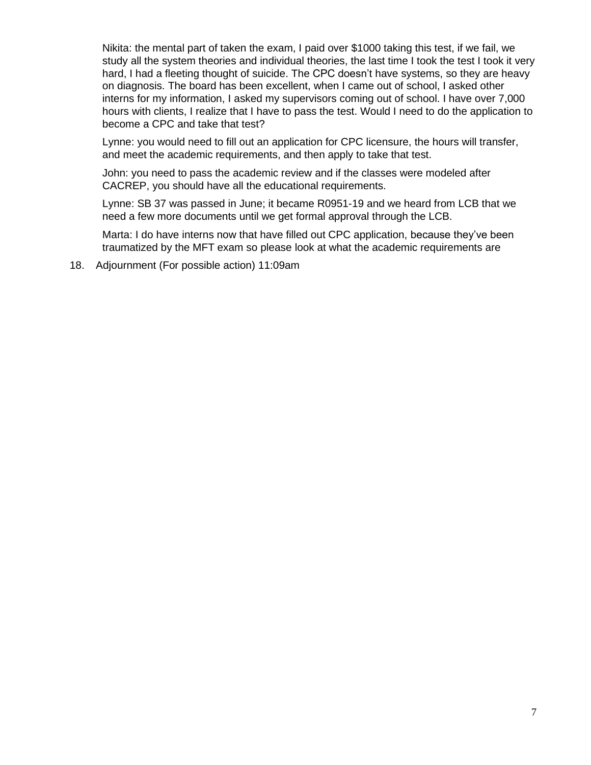Nikita: the mental part of taken the exam, I paid over $1000 taking this test, if we fail, we study all the system theories and individual theories, the last time I took the test I took it very hard, I had a fleeting thought of suicide. The CPC doesn't have systems, so they are heavy on diagnosis. The board has been excellent, when I came out of school, I asked other interns for my information, I asked my supervisors coming out of school. I have over 7,000 hours with clients, I realize that I have to pass the test. Would I need to do the application to become a CPC and take that test?

Lynne: you would need to fill out an application for CPC licensure, the hours will transfer, and meet the academic requirements, and then apply to take that test.

John: you need to pass the academic review and if the classes were modeled after CACREP, you should have all the educational requirements.

Lynne: SB 37 was passed in June; it became R0951-19 and we heard from LCB that we need a few more documents until we get formal approval through the LCB.

Marta: I do have interns now that have filled out CPC application, because they've been traumatized by the MFT exam so please look at what the academic requirements are

18. Adjournment (For possible action) 11:09am